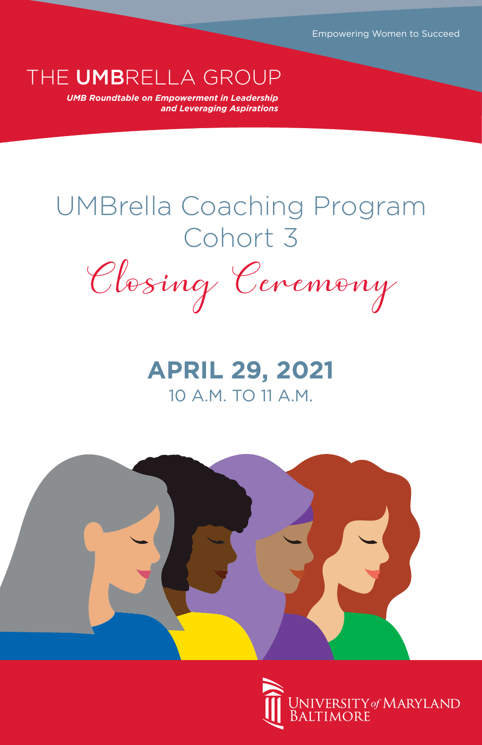Empowering Women to Succeed

THE **UMB**RELLA GROUP

***UMB Roundtable on Empowerment in Leadership and Leveraging Aspirations***

# UMBrella Coaching Program Cohort 3

## *Closing Ceremony*

**APRIL 29, 2021**

10 A.M. TO 11 A.M.

UNIVERSITY *of* MARYLAND BALTIMORE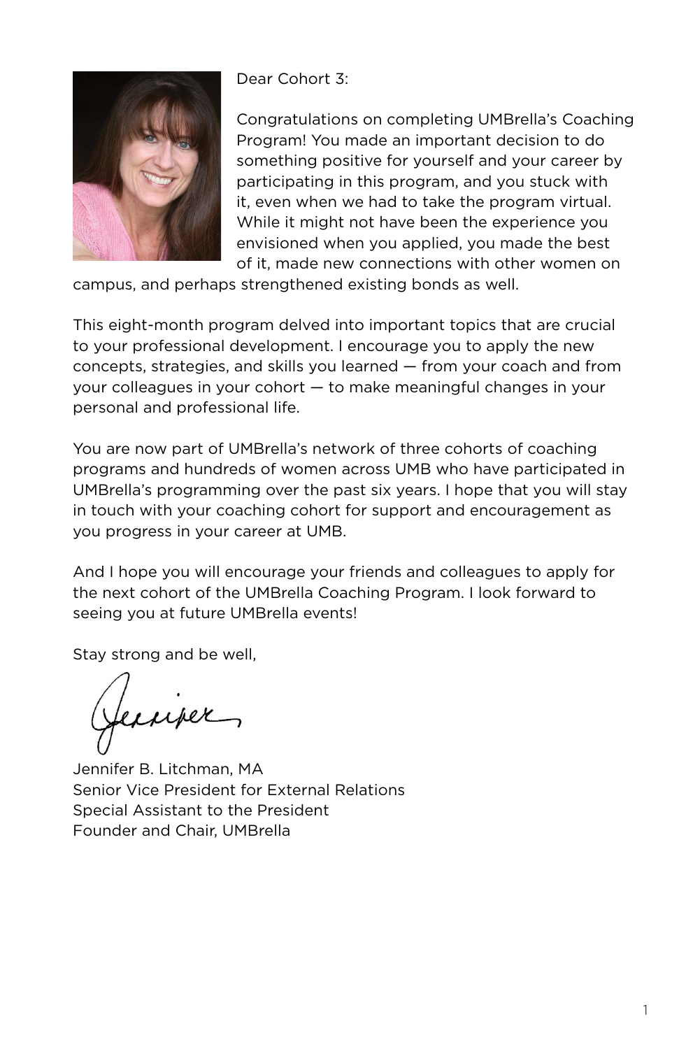Dear Cohort 3:

Congratulations on completing UMBrella's Coaching Program! You made an important decision to do something positive for yourself and your career by participating in this program, and you stuck with it, even when we had to take the program virtual. While it might not have been the experience you envisioned when you applied, you made the best of it, made new connections with other women on campus, and perhaps strengthened existing bonds as well.

This eight-month program delved into important topics that are crucial to your professional development. I encourage you to apply the new concepts, strategies, and skills you learned — from your coach and from your colleagues in your cohort — to make meaningful changes in your personal and professional life.

You are now part of UMBrella's network of three cohorts of coaching programs and hundreds of women across UMB who have participated in UMBrella's programming over the past six years. I hope that you will stay in touch with your coaching cohort for support and encouragement as you progress in your career at UMB.

And I hope you will encourage your friends and colleagues to apply for the next cohort of the UMBrella Coaching Program. I look forward to seeing you at future UMBrella events!

Stay strong and be well,

Jennifer

Jennifer B. Litchman, MA
Senior Vice President for External Relations
Special Assistant to the President
Founder and Chair, UMBrella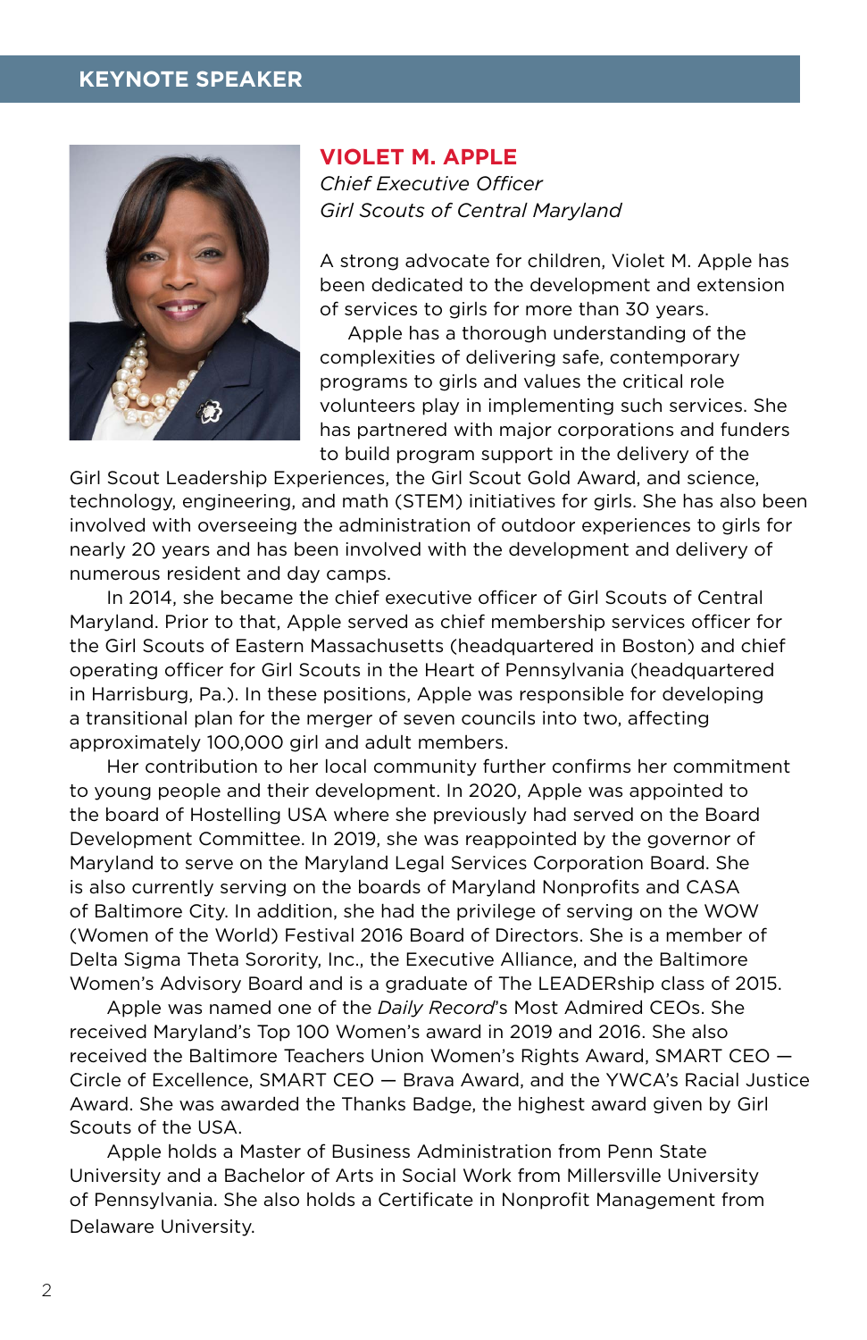## KEYNOTE SPEAKER

### VIOLET M. APPLE

*Chief Executive Officer*
*Girl Scouts of Central Maryland*

A strong advocate for children, Violet M. Apple has been dedicated to the development and extension of services to girls for more than 30 years.

Apple has a thorough understanding of the complexities of delivering safe, contemporary programs to girls and values the critical role volunteers play in implementing such services. She has partnered with major corporations and funders to build program support in the delivery of the Girl Scout Leadership Experiences, the Girl Scout Gold Award, and science, technology, engineering, and math (STEM) initiatives for girls. She has also been involved with overseeing the administration of outdoor experiences to girls for nearly 20 years and has been involved with the development and delivery of numerous resident and day camps.

In 2014, she became the chief executive officer of Girl Scouts of Central Maryland. Prior to that, Apple served as chief membership services officer for the Girl Scouts of Eastern Massachusetts (headquartered in Boston) and chief operating officer for Girl Scouts in the Heart of Pennsylvania (headquartered in Harrisburg, Pa.). In these positions, Apple was responsible for developing a transitional plan for the merger of seven councils into two, affecting approximately 100,000 girl and adult members.

Her contribution to her local community further confirms her commitment to young people and their development. In 2020, Apple was appointed to the board of Hostelling USA where she previously had served on the Board Development Committee. In 2019, she was reappointed by the governor of Maryland to serve on the Maryland Legal Services Corporation Board. She is also currently serving on the boards of Maryland Nonprofits and CASA of Baltimore City. In addition, she had the privilege of serving on the WOW (Women of the World) Festival 2016 Board of Directors. She is a member of Delta Sigma Theta Sorority, Inc., the Executive Alliance, and the Baltimore Women's Advisory Board and is a graduate of The LEADERship class of 2015.

Apple was named one of the *Daily Record*'s Most Admired CEOs. She received Maryland's Top 100 Women's award in 2019 and 2016. She also received the Baltimore Teachers Union Women's Rights Award, SMART CEO — Circle of Excellence, SMART CEO — Brava Award, and the YWCA's Racial Justice Award. She was awarded the Thanks Badge, the highest award given by Girl Scouts of the USA.

Apple holds a Master of Business Administration from Penn State University and a Bachelor of Arts in Social Work from Millersville University of Pennsylvania. She also holds a Certificate in Nonprofit Management from Delaware University.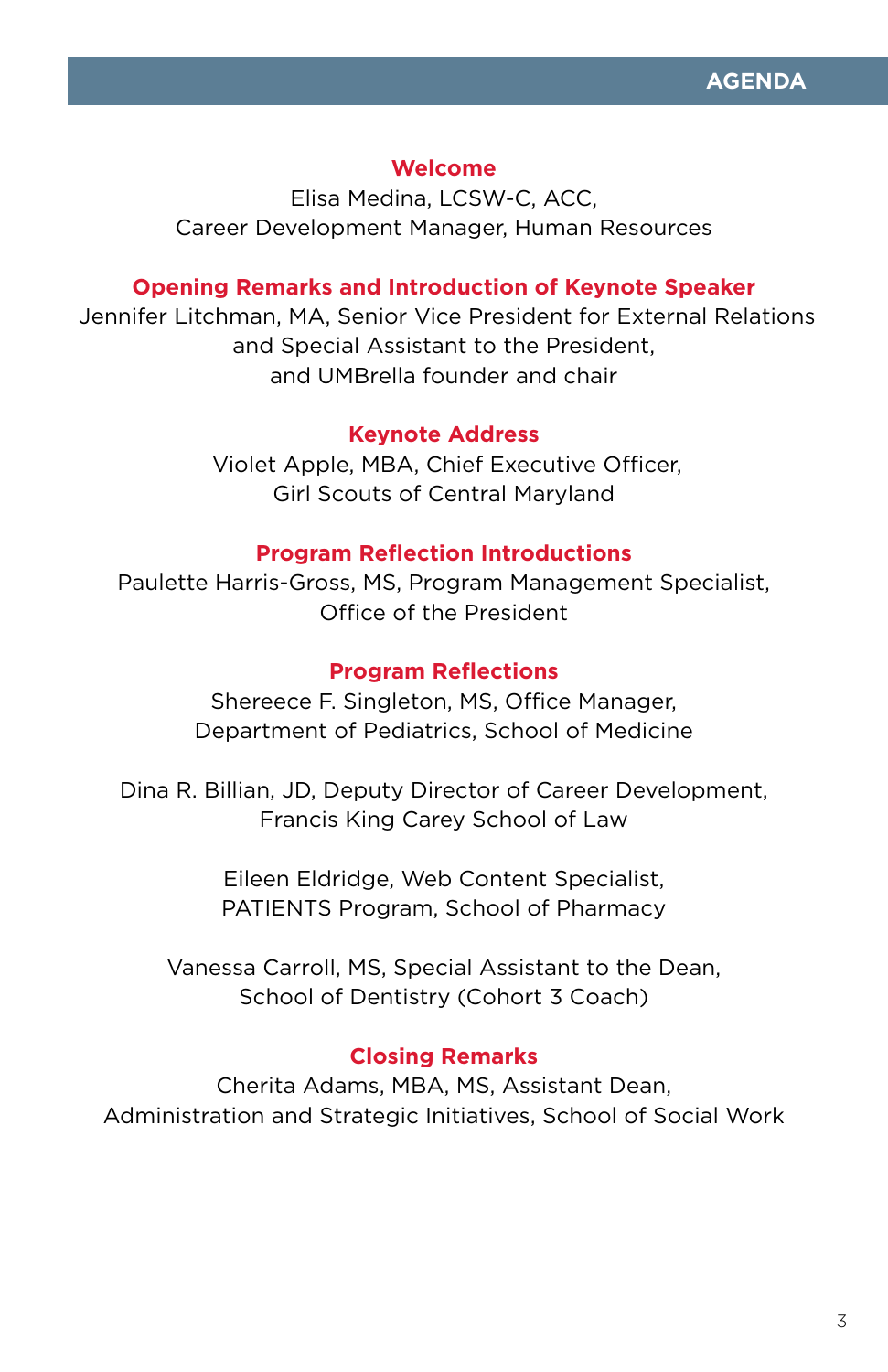# AGENDA

### Welcome

Elisa Medina, LCSW-C, ACC,
Career Development Manager, Human Resources

### Opening Remarks and Introduction of Keynote Speaker

Jennifer Litchman, MA, Senior Vice President for External Relations
and Special Assistant to the President,
and UMBrella founder and chair

### Keynote Address

Violet Apple, MBA, Chief Executive Officer,
Girl Scouts of Central Maryland

### Program Reflection Introductions

Paulette Harris-Gross, MS, Program Management Specialist,
Office of the President

### Program Reflections

Shereece F. Singleton, MS, Office Manager,
Department of Pediatrics, School of Medicine

Dina R. Billian, JD, Deputy Director of Career Development,
Francis King Carey School of Law

Eileen Eldridge, Web Content Specialist,
PATIENTS Program, School of Pharmacy

Vanessa Carroll, MS, Special Assistant to the Dean,
School of Dentistry (Cohort 3 Coach)

### Closing Remarks

Cherita Adams, MBA, MS, Assistant Dean,
Administration and Strategic Initiatives, School of Social Work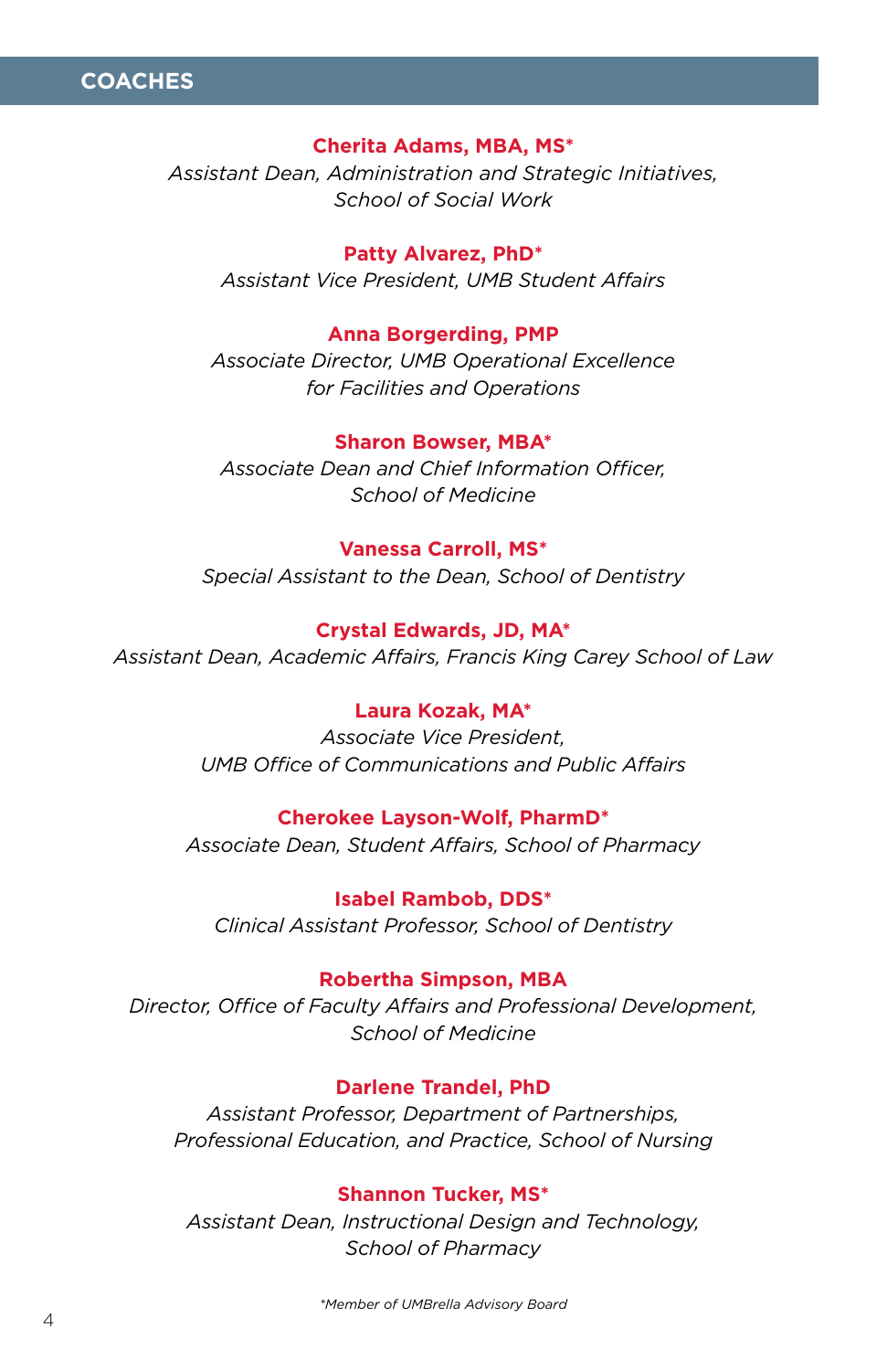## COACHES

**Cherita Adams, MBA, MS***
*Assistant Dean, Administration and Strategic Initiatives, School of Social Work*

**Patty Alvarez, PhD***
*Assistant Vice President, UMB Student Affairs*

**Anna Borgerding, PMP**
*Associate Director, UMB Operational Excellence for Facilities and Operations*

**Sharon Bowser, MBA***
*Associate Dean and Chief Information Officer, School of Medicine*

**Vanessa Carroll, MS***
*Special Assistant to the Dean, School of Dentistry*

**Crystal Edwards, JD, MA***
*Assistant Dean, Academic Affairs, Francis King Carey School of Law*

**Laura Kozak, MA***
*Associate Vice President, UMB Office of Communications and Public Affairs*

**Cherokee Layson-Wolf, PharmD***
*Associate Dean, Student Affairs, School of Pharmacy*

**Isabel Rambob, DDS***
*Clinical Assistant Professor, School of Dentistry*

**Robertha Simpson, MBA**
*Director, Office of Faculty Affairs and Professional Development, School of Medicine*

**Darlene Trandel, PhD**
*Assistant Professor, Department of Partnerships, Professional Education, and Practice, School of Nursing*

**Shannon Tucker, MS***
*Assistant Dean, Instructional Design and Technology, School of Pharmacy*

*\*Member of UMBrella Advisory Board*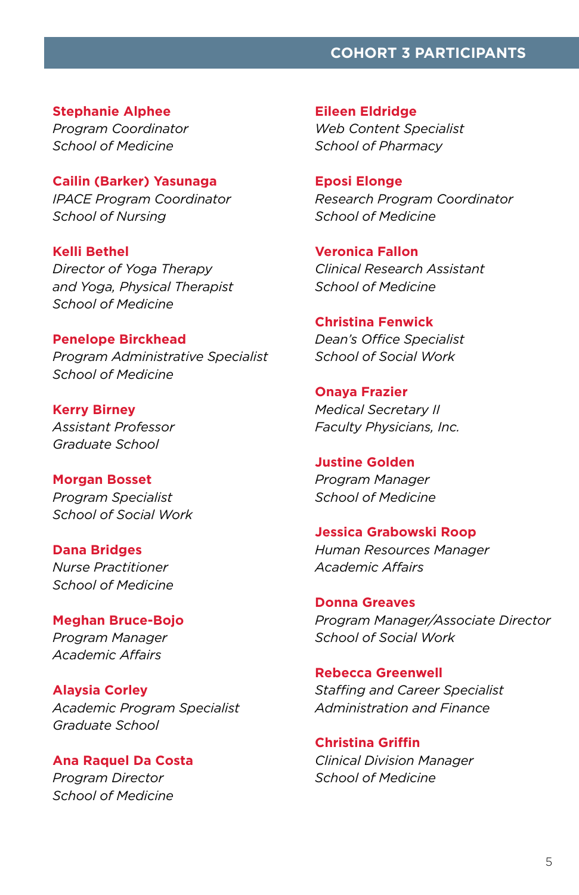## COHORT 3 PARTICIPANTS

**Stephanie Alphee**
*Program Coordinator*
*School of Medicine*

**Cailin (Barker) Yasunaga**
*IPACE Program Coordinator*
*School of Nursing*

**Kelli Bethel**
*Director of Yoga Therapy and Yoga, Physical Therapist*
*School of Medicine*

**Penelope Birckhead**
*Program Administrative Specialist*
*School of Medicine*

**Kerry Birney**
*Assistant Professor*
*Graduate School*

**Morgan Bosset**
*Program Specialist*
*School of Social Work*

**Dana Bridges**
*Nurse Practitioner*
*School of Medicine*

**Meghan Bruce-Bojo**
*Program Manager*
*Academic Affairs*

**Alaysia Corley**
*Academic Program Specialist*
*Graduate School*

**Ana Raquel Da Costa**
*Program Director*
*School of Medicine*

**Eileen Eldridge**
*Web Content Specialist*
*School of Pharmacy*

**Eposi Elonge**
*Research Program Coordinator*
*School of Medicine*

**Veronica Fallon**
*Clinical Research Assistant*
*School of Medicine*

**Christina Fenwick**
*Dean's Office Specialist*
*School of Social Work*

**Onaya Frazier**
*Medical Secretary II*
*Faculty Physicians, Inc.*

**Justine Golden**
*Program Manager*
*School of Medicine*

**Jessica Grabowski Roop**
*Human Resources Manager*
*Academic Affairs*

**Donna Greaves**
*Program Manager/Associate Director*
*School of Social Work*

**Rebecca Greenwell**
*Staffing and Career Specialist*
*Administration and Finance*

**Christina Griffin**
*Clinical Division Manager*
*School of Medicine*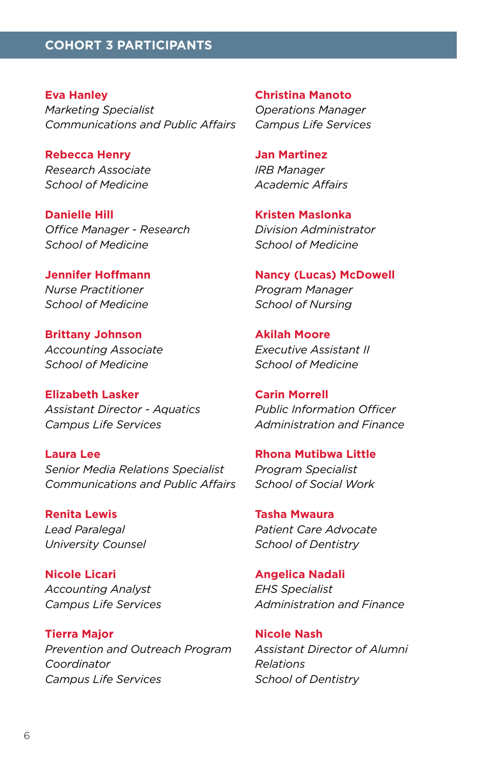## COHORT 3 PARTICIPANTS

**Eva Hanley**
*Marketing Specialist*
*Communications and Public Affairs*

**Rebecca Henry**
*Research Associate*
*School of Medicine*

**Danielle Hill**
*Office Manager - Research*
*School of Medicine*

**Jennifer Hoffmann**
*Nurse Practitioner*
*School of Medicine*

**Brittany Johnson**
*Accounting Associate*
*School of Medicine*

**Elizabeth Lasker**
*Assistant Director - Aquatics*
*Campus Life Services*

**Laura Lee**
*Senior Media Relations Specialist*
*Communications and Public Affairs*

**Renita Lewis**
*Lead Paralegal*
*University Counsel*

**Nicole Licari**
*Accounting Analyst*
*Campus Life Services*

**Tierra Major**
*Prevention and Outreach Program Coordinator*
*Campus Life Services*

**Christina Manoto**
*Operations Manager*
*Campus Life Services*

**Jan Martinez**
*IRB Manager*
*Academic Affairs*

**Kristen Maslonka**
*Division Administrator*
*School of Medicine*

**Nancy (Lucas) McDowell**
*Program Manager*
*School of Nursing*

**Akilah Moore**
*Executive Assistant II*
*School of Medicine*

**Carin Morrell**
*Public Information Officer*
*Administration and Finance*

**Rhona Mutibwa Little**
*Program Specialist*
*School of Social Work*

**Tasha Mwaura**
*Patient Care Advocate*
*School of Dentistry*

**Angelica Nadali**
*EHS Specialist*
*Administration and Finance*

**Nicole Nash**
*Assistant Director of Alumni Relations*
*School of Dentistry*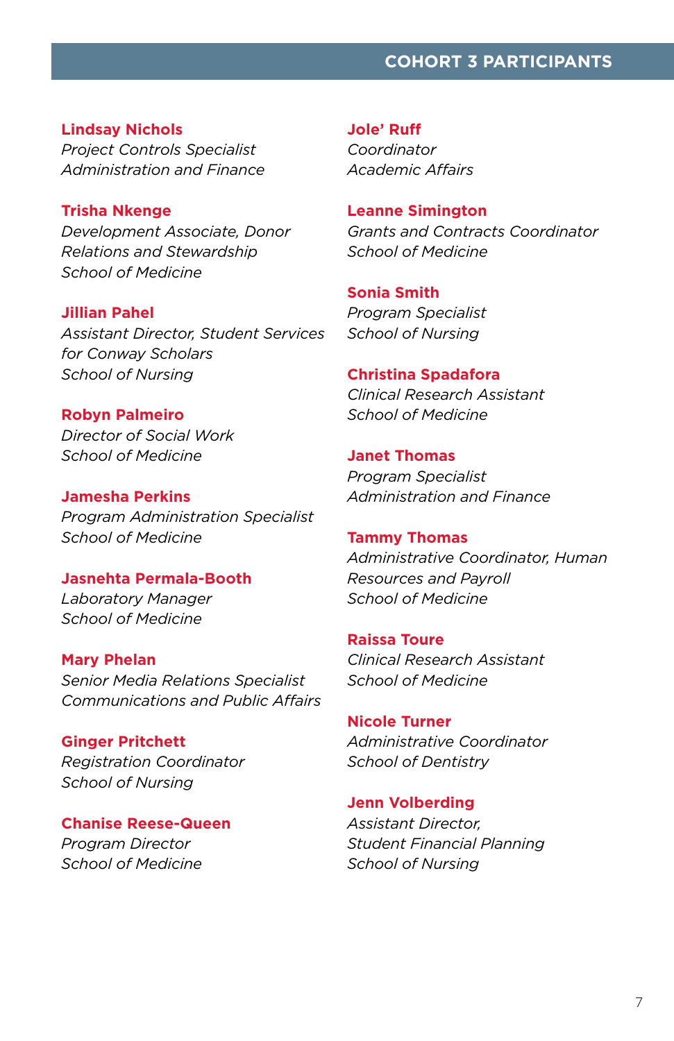## COHORT 3 PARTICIPANTS

**Lindsay Nichols**
*Project Controls Specialist*
*Administration and Finance*

**Trisha Nkenge**
*Development Associate, Donor Relations and Stewardship*
*School of Medicine*

**Jillian Pahel**
*Assistant Director, Student Services for Conway Scholars*
*School of Nursing*

**Robyn Palmeiro**
*Director of Social Work*
*School of Medicine*

**Jamesha Perkins**
*Program Administration Specialist*
*School of Medicine*

**Jasnehta Permala-Booth**
*Laboratory Manager*
*School of Medicine*

**Mary Phelan**
*Senior Media Relations Specialist*
*Communications and Public Affairs*

**Ginger Pritchett**
*Registration Coordinator*
*School of Nursing*

**Chanise Reese-Queen**
*Program Director*
*School of Medicine*

**Jole' Ruff**
*Coordinator*
*Academic Affairs*

**Leanne Simington**
*Grants and Contracts Coordinator*
*School of Medicine*

**Sonia Smith**
*Program Specialist*
*School of Nursing*

**Christina Spadafora**
*Clinical Research Assistant*
*School of Medicine*

**Janet Thomas**
*Program Specialist*
*Administration and Finance*

**Tammy Thomas**
*Administrative Coordinator, Human Resources and Payroll*
*School of Medicine*

**Raissa Toure**
*Clinical Research Assistant*
*School of Medicine*

**Nicole Turner**
*Administrative Coordinator*
*School of Dentistry*

**Jenn Volberding**
*Assistant Director, Student Financial Planning*
*School of Nursing*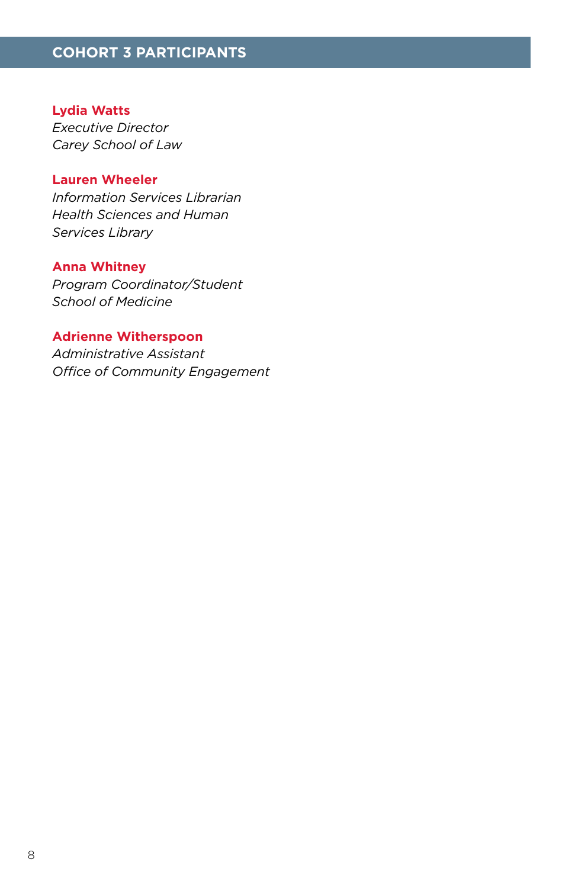## COHORT 3 PARTICIPANTS

**Lydia Watts**
*Executive Director*
*Carey School of Law*

**Lauren Wheeler**
*Information Services Librarian*
*Health Sciences and Human Services Library*

**Anna Whitney**
*Program Coordinator/Student*
*School of Medicine*

**Adrienne Witherspoon**
*Administrative Assistant*
*Office of Community Engagement*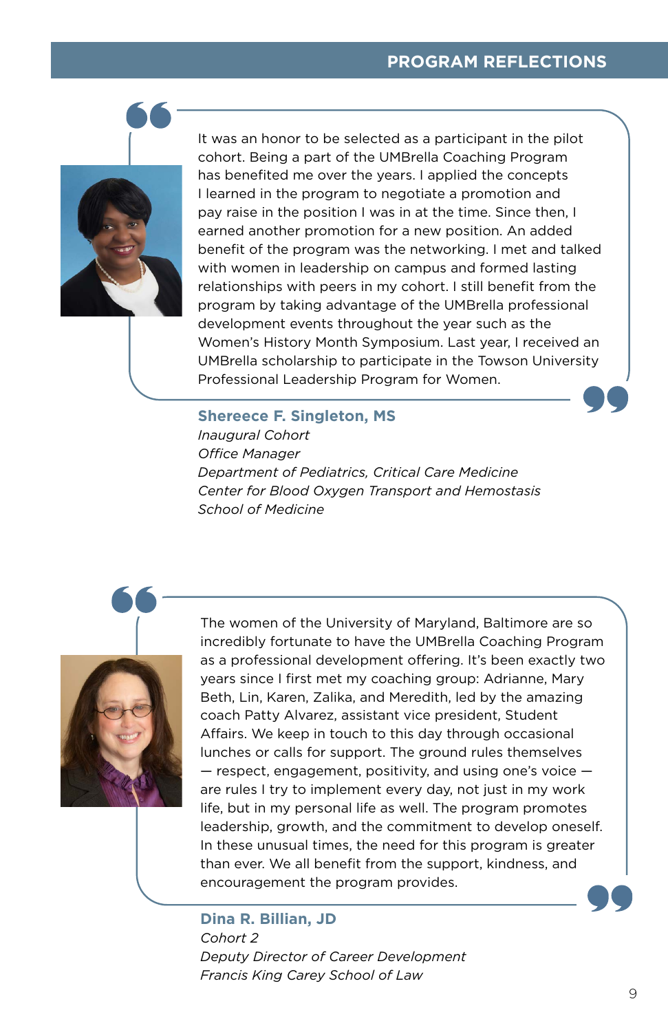## PROGRAM REFLECTIONS

It was an honor to be selected as a participant in the pilot cohort. Being a part of the UMBrella Coaching Program has benefited me over the years. I applied the concepts I learned in the program to negotiate a promotion and pay raise in the position I was in at the time. Since then, I earned another promotion for a new position. An added benefit of the program was the networking. I met and talked with women in leadership on campus and formed lasting relationships with peers in my cohort. I still benefit from the program by taking advantage of the UMBrella professional development events throughout the year such as the Women's History Month Symposium. Last year, I received an UMBrella scholarship to participate in the Towson University Professional Leadership Program for Women.

**Shereece F. Singleton, MS**
*Inaugural Cohort*
*Office Manager*
*Department of Pediatrics, Critical Care Medicine*
*Center for Blood Oxygen Transport and Hemostasis*
*School of Medicine*

The women of the University of Maryland, Baltimore are so incredibly fortunate to have the UMBrella Coaching Program as a professional development offering. It's been exactly two years since I first met my coaching group: Adrianne, Mary Beth, Lin, Karen, Zalika, and Meredith, led by the amazing coach Patty Alvarez, assistant vice president, Student Affairs. We keep in touch to this day through occasional lunches or calls for support. The ground rules themselves — respect, engagement, positivity, and using one's voice — are rules I try to implement every day, not just in my work life, but in my personal life as well. The program promotes leadership, growth, and the commitment to develop oneself. In these unusual times, the need for this program is greater than ever. We all benefit from the support, kindness, and encouragement the program provides.

**Dina R. Billian, JD**
*Cohort 2*
*Deputy Director of Career Development*
*Francis King Carey School of Law*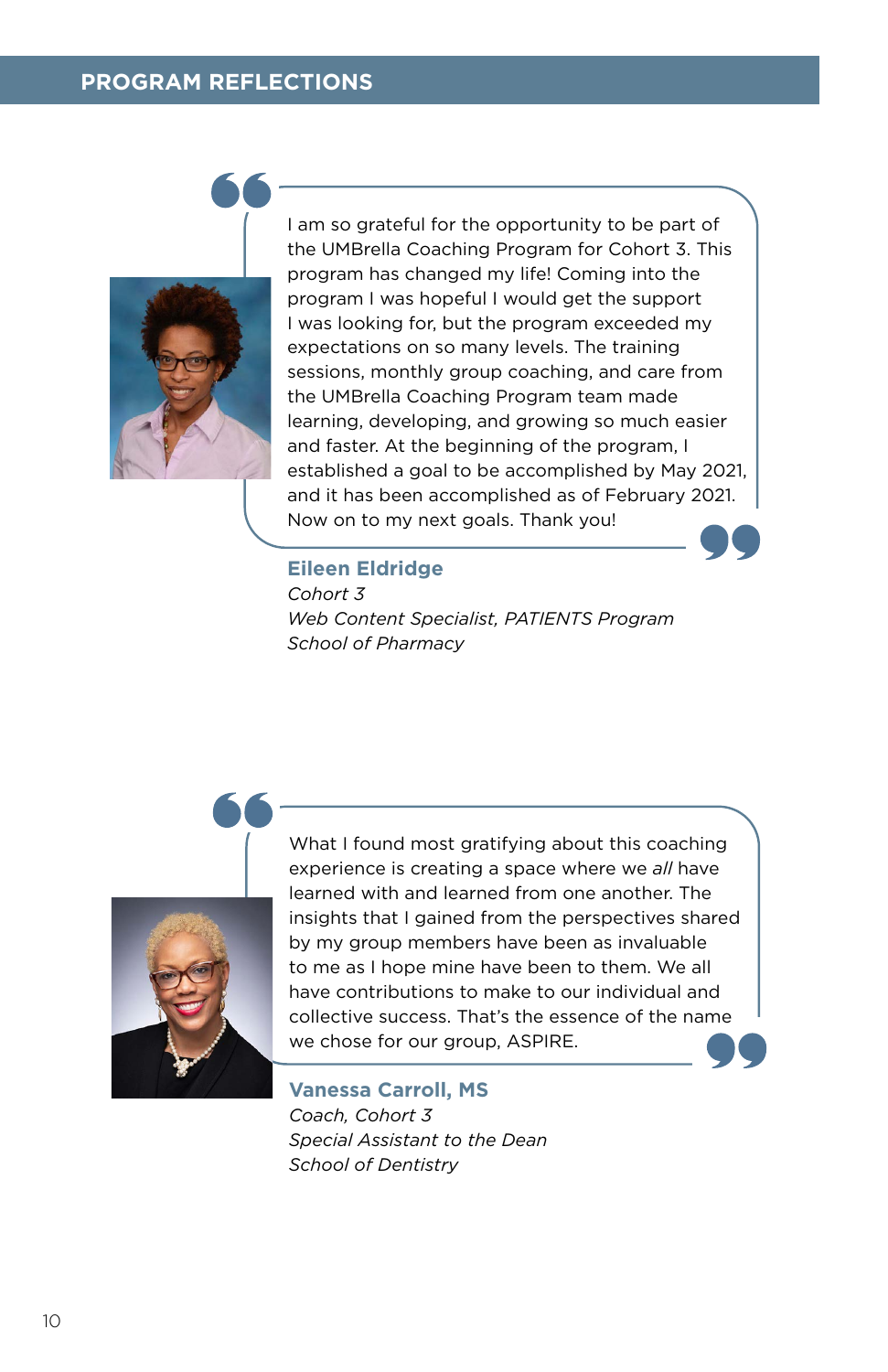## PROGRAM REFLECTIONS

> I am so grateful for the opportunity to be part of the UMBrella Coaching Program for Cohort 3. This program has changed my life! Coming into the program I was hopeful I would get the support I was looking for, but the program exceeded my expectations on so many levels. The training sessions, monthly group coaching, and care from the UMBrella Coaching Program team made learning, developing, and growing so much easier and faster. At the beginning of the program, I established a goal to be accomplished by May 2021, and it has been accomplished as of February 2021. Now on to my next goals. Thank you!

**Eileen Eldridge**
*Cohort 3*
*Web Content Specialist, PATIENTS Program*
*School of Pharmacy*

> What I found most gratifying about this coaching experience is creating a space where we *all* have learned with and learned from one another. The insights that I gained from the perspectives shared by my group members have been as invaluable to me as I hope mine have been to them. We all have contributions to make to our individual and collective success. That's the essence of the name we chose for our group, ASPIRE.

**Vanessa Carroll, MS**
*Coach, Cohort 3*
*Special Assistant to the Dean*
*School of Dentistry*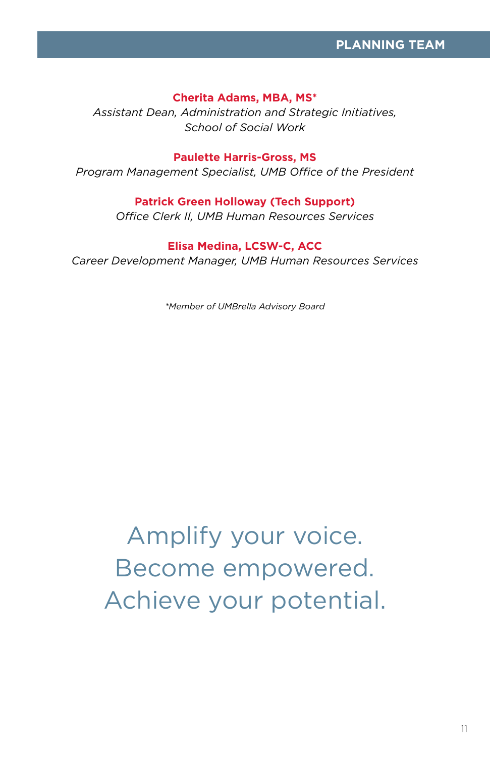## PLANNING TEAM

**Cherita Adams, MBA, MS***
*Assistant Dean, Administration and Strategic Initiatives, School of Social Work*

**Paulette Harris-Gross, MS**
*Program Management Specialist, UMB Office of the President*

**Patrick Green Holloway (Tech Support)**
*Office Clerk II, UMB Human Resources Services*

**Elisa Medina, LCSW-C, ACC**
*Career Development Manager, UMB Human Resources Services*

*\*Member of UMBrella Advisory Board*

Amplify your voice.
Become empowered.
Achieve your potential.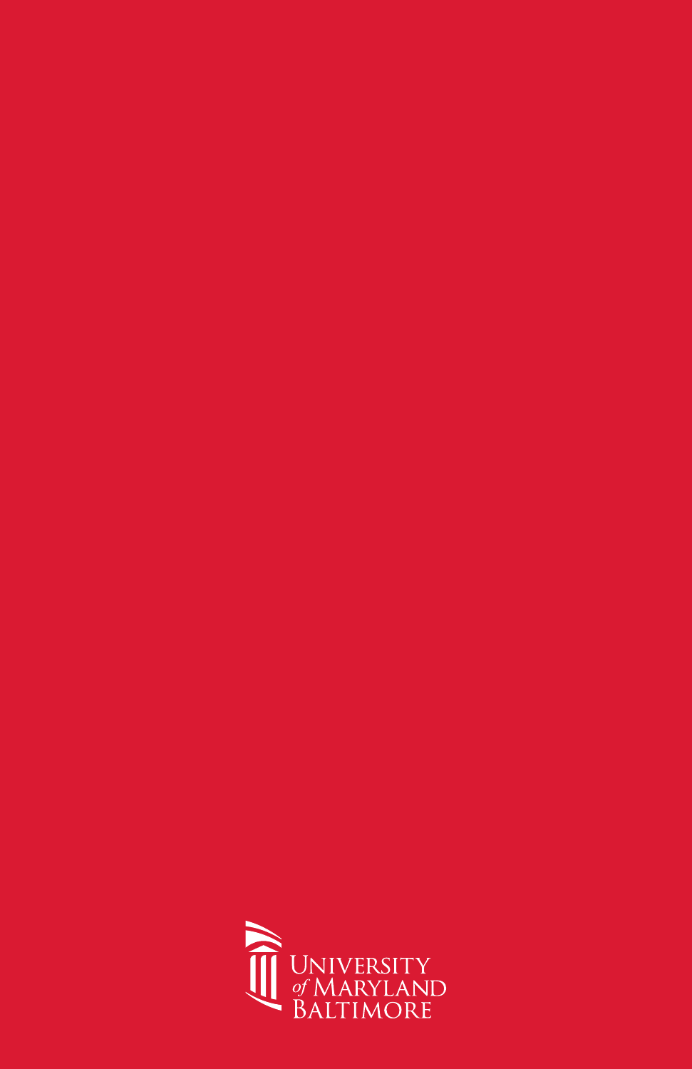UNIVERSITY
*of* MARYLAND
BALTIMORE